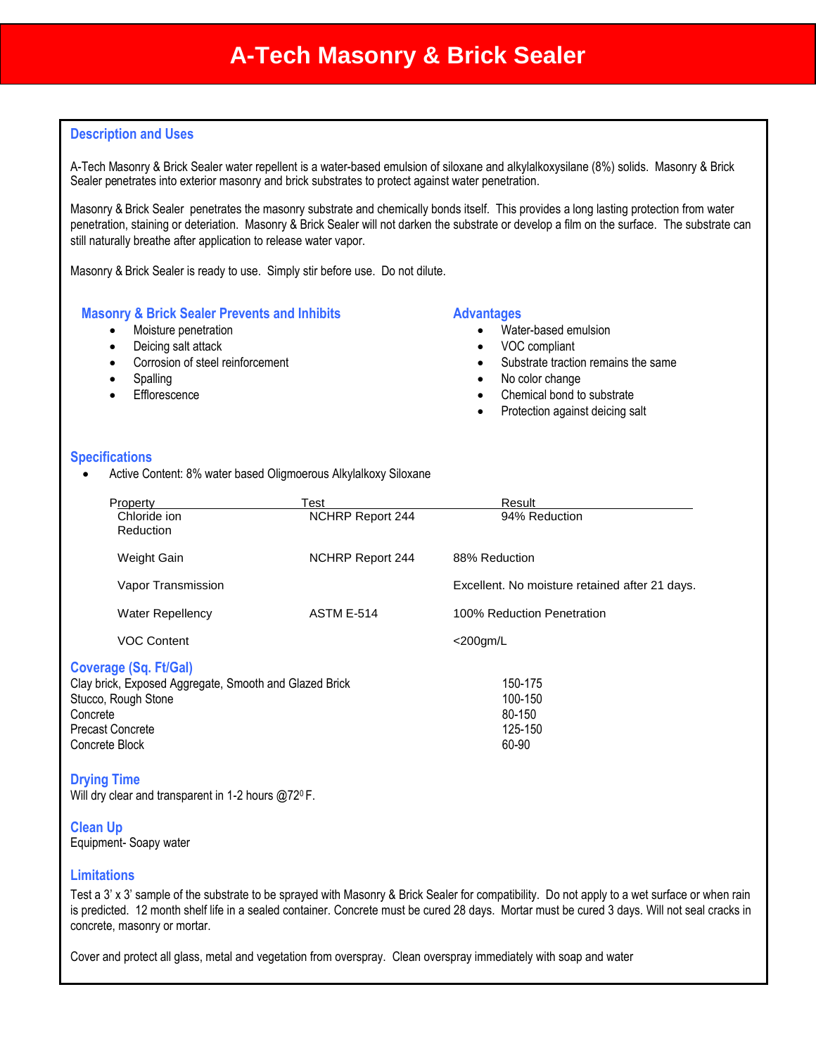# A-Tech Masonry & Brick Sealer

## Description and Uses

A-Tech Masonry & Brick Sealer water repellent is a water-based emulsion of siloxane and alkylalkoxysilane (8%) solids. Masonry & Brick Sealer penetrates into exterior masonry and brick substrates to protect against water penetration.

Masonry & Brick Sealer penetrates the masonry substrate and chemically bonds itself. This provides a long lasting protection from water penetration, staining or deteriation. Masonry & Brick Sealer will not darken the substrate or develop a film on the surface. The substrate can still naturally breathe after application to release water vapor.

Masonry & Brick Sealer is ready to use. Simply stir before use. Do not dilute.

## Masonry & Brick Sealer Prevents and Inhibits

- Moisture penetration
- Deicing salt attack
- Corrosion of steel reinforcement
- Spalling
- Efflorescence

## Advantages

- Water-based emulsion
- VOC compliant
- Substrate traction remains the same
- No color change
- Chemical bond to substrate
- Protection against deicing salt

## Specifications

- Active Content: 8% water based Oligmoerous Alkylalkoxy Siloxane

| Property | Test | Result |
|---|---|---|
| Chloride ion Reduction | NCHRP Report 244 | 94% Reduction |
| Weight Gain | NCHRP Report 244 | 88% Reduction |
| Vapor Transmission | | Excellent. No moisture retained after 21 days. |
| Water Repellency | ASTM E-514 | 100% Reduction Penetration |
| VOC Content | | <200gm/L |

## Coverage (Sq. Ft/Gal)

| | |
|---|---|
| Clay brick, Exposed Aggregate, Smooth and Glazed Brick | 150-175 |
| Stucco, Rough Stone | 100-150 |
| Concrete | 80-150 |
| Precast Concrete | 125-150 |
| Concrete Block | 60-90 |

## Drying Time

Will dry clear and transparent in 1-2 hours @72$^0$F.

## Clean Up

Equipment- Soapy water

## Limitations

Test a 3' x 3' sample of the substrate to be sprayed with Masonry & Brick Sealer for compatibility. Do not apply to a wet surface or when rain is predicted. 12 month shelf life in a sealed container. Concrete must be cured 28 days. Mortar must be cured 3 days. Will not seal cracks in concrete, masonry or mortar.

Cover and protect all glass, metal and vegetation from overspray. Clean overspray immediately with soap and water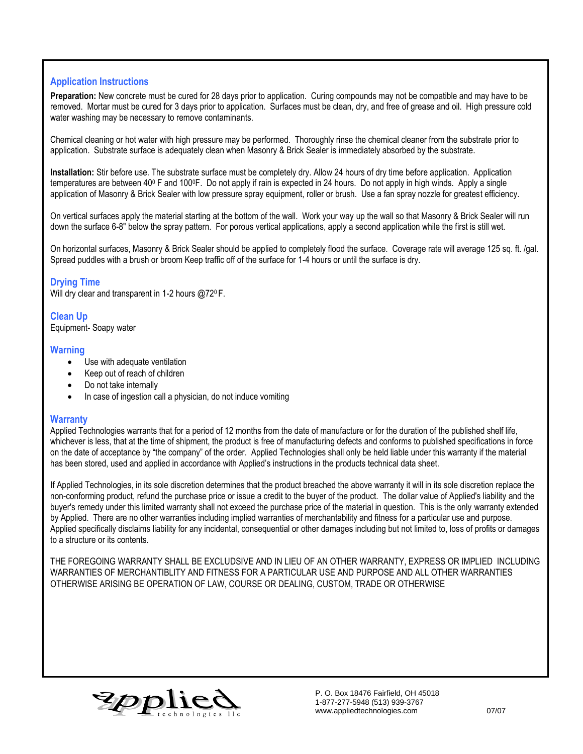## Application Instructions

**Preparation:** New concrete must be cured for 28 days prior to application. Curing compounds may not be compatible and may have to be removed. Mortar must be cured for 3 days prior to application. Surfaces must be clean, dry, and free of grease and oil. High pressure cold water washing may be necessary to remove contaminants.

Chemical cleaning or hot water with high pressure may be performed. Thoroughly rinse the chemical cleaner from the substrate prior to application. Substrate surface is adequately clean when Masonry & Brick Sealer is immediately absorbed by the substrate.

**Installation:** Stir before use. The substrate surface must be completely dry. Allow 24 hours of dry time before application. Application temperatures are between 40$^0$ F and 100$^0$F. Do not apply if rain is expected in 24 hours. Do not apply in high winds. Apply a single application of Masonry & Brick Sealer with low pressure spray equipment, roller or brush. Use a fan spray nozzle for greatest efficiency.

On vertical surfaces apply the material starting at the bottom of the wall. Work your way up the wall so that Masonry & Brick Sealer will run down the surface 6-8" below the spray pattern. For porous vertical applications, apply a second application while the first is still wet.

On horizontal surfaces, Masonry & Brick Sealer should be applied to completely flood the surface. Coverage rate will average 125 sq. ft. /gal. Spread puddles with a brush or broom Keep traffic off of the surface for 1-4 hours or until the surface is dry.

## Drying Time

Will dry clear and transparent in 1-2 hours @72$^0$ F.

## Clean Up

Equipment- Soapy water

## Warning

- Use with adequate ventilation
- Keep out of reach of children
- Do not take internally
- In case of ingestion call a physician, do not induce vomiting

## Warranty

Applied Technologies warrants that for a period of 12 months from the date of manufacture or for the duration of the published shelf life, whichever is less, that at the time of shipment, the product is free of manufacturing defects and conforms to published specifications in force on the date of acceptance by "the company" of the order. Applied Technologies shall only be held liable under this warranty if the material has been stored, used and applied in accordance with Applied's instructions in the products technical data sheet.

If Applied Technologies, in its sole discretion determines that the product breached the above warranty it will in its sole discretion replace the non-conforming product, refund the purchase price or issue a credit to the buyer of the product. The dollar value of Applied's liability and the buyer's remedy under this limited warranty shall not exceed the purchase price of the material in question. This is the only warranty extended by Applied. There are no other warranties including implied warranties of merchantability and fitness for a particular use and purpose. Applied specifically disclaims liability for any incidental, consequential or other damages including but not limited to, loss of profits or damages to a structure or its contents.

THE FOREGOING WARRANTY SHALL BE EXCLUDSIVE AND IN LIEU OF AN OTHER WARRANTY, EXPRESS OR IMPLIED INCLUDING WARRANTIES OF MERCHANTIBLITY AND FITNESS FOR A PARTICULAR USE AND PURPOSE AND ALL OTHER WARRANTIES OTHERWISE ARISING BE OPERATION OF LAW, COURSE OR DEALING, CUSTOM, TRADE OR OTHERWISE

applied technologies llc

P. O. Box 18476 Fairfield, OH 45018
1-877-277-5948 (513) 939-3767
www.appliedtechnologies.com

07/07